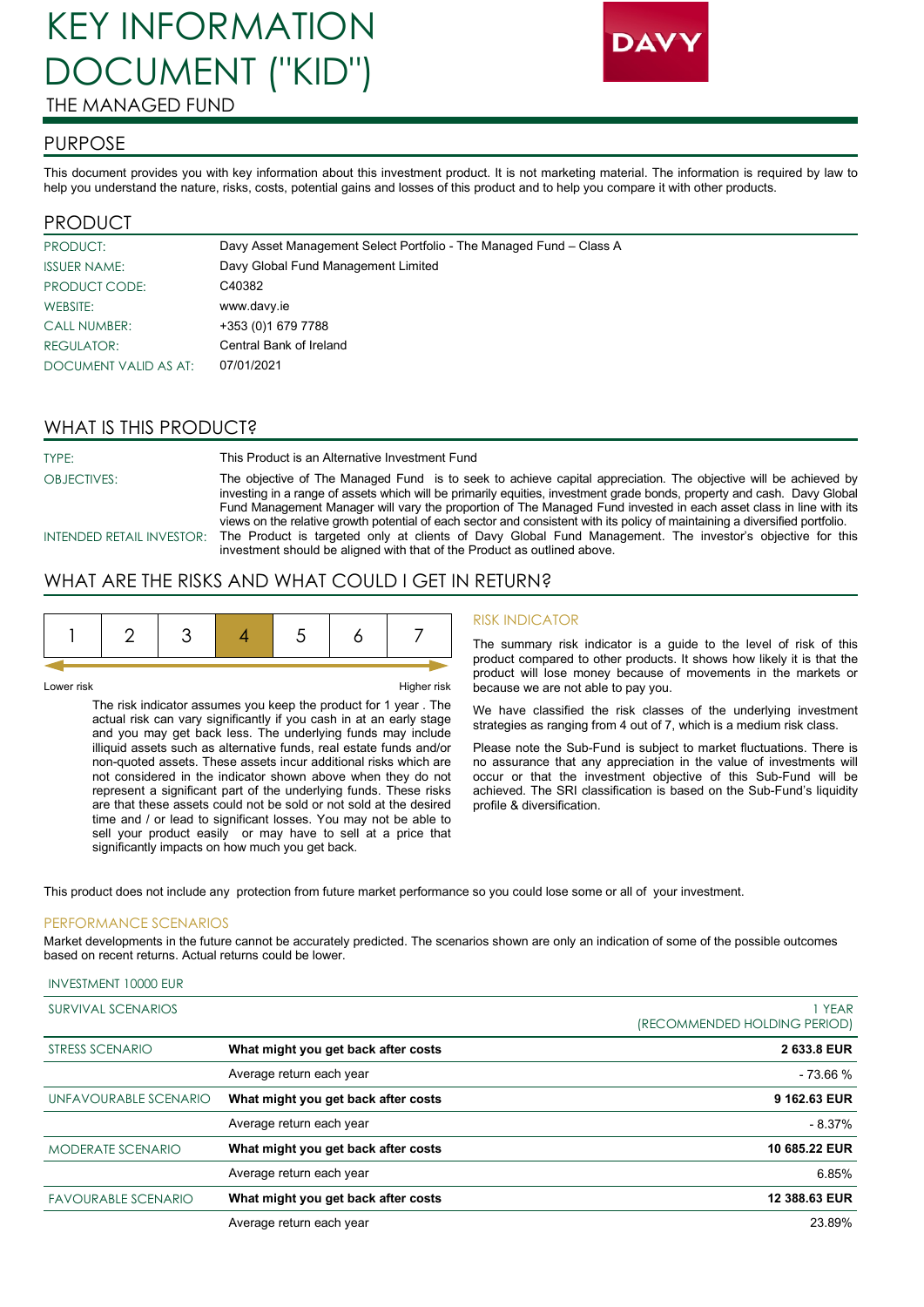# KEY INFORMATION DOCUMENT ("KID")

THE MANAGED FUND

DAVY

## PURPOSE

This document provides you with key information about this investment product. It is not marketing material. The information is required by law to help you understand the nature, risks, costs, potential gains and losses of this product and to help you compare it with other products.

## PRODUCT

| | |
|---|---|
| PRODUCT: | Davy Asset Management Select Portfolio - The Managed Fund – Class A |
| ISSUER NAME: | Davy Global Fund Management Limited |
| PRODUCT CODE: | C40382 |
| WEBSITE: | www.davy.ie |
| CALL NUMBER: | +353 (0)1 679 7788 |
| REGULATOR: | Central Bank of Ireland |
| DOCUMENT VALID AS AT: | 07/01/2021 |

## WHAT IS THIS PRODUCT?

| | |
|---|---|
| TYPE: | This Product is an Alternative Investment Fund |
| OBJECTIVES: | The objective of The Managed Fund is to seek to achieve capital appreciation. The objective will be achieved by investing in a range of assets which will be primarily equities, investment grade bonds, property and cash. Davy Global Fund Management Manager will vary the proportion of The Managed Fund invested in each asset class in line with its views on the relative growth potential of each sector and consistent with its policy of maintaining a diversified portfolio. |
| INTENDED RETAIL INVESTOR: | The Product is targeted only at clients of Davy Global Fund Management. The investor's objective for this investment should be aligned with that of the Product as outlined above. |

## WHAT ARE THE RISKS AND WHAT COULD I GET IN RETURN?

| 1 | 2 | 3 | **4** | 5 | 6 | 7 |
|---|---|---|---|---|---|---|

Lower risk — Higher risk

The risk indicator assumes you keep the product for 1 year . The actual risk can vary significantly if you cash in at an early stage and you may get back less. The underlying funds may include illiquid assets such as alternative funds, real estate funds and/or non-quoted assets. These assets incur additional risks which are not considered in the indicator shown above when they do not represent a significant part of the underlying funds. These risks are that these assets could not be sold or not sold at the desired time and / or lead to significant losses. You may not be able to sell your product easily or may have to sell at a price that significantly impacts on how much you get back.

### RISK INDICATOR

The summary risk indicator is a guide to the level of risk of this product compared to other products. It shows how likely it is that the product will lose money because of movements in the markets or because we are not able to pay you.

We have classified the risk classes of the underlying investment strategies as ranging from 4 out of 7, which is a medium risk class.

Please note the Sub-Fund is subject to market fluctuations. There is no assurance that any appreciation in the value of investments will occur or that the investment objective of this Sub-Fund will be achieved. The SRI classification is based on the Sub-Fund's liquidity profile & diversification.

This product does not include any protection from future market performance so you could lose some or all of your investment.

### PERFORMANCE SCENARIOS

Market developments in the future cannot be accurately predicted. The scenarios shown are only an indication of some of the possible outcomes based on recent returns. Actual returns could be lower.

INVESTMENT 10000 EUR

| SURVIVAL SCENARIOS | | 1 YEAR (RECOMMENDED HOLDING PERIOD) |
|---|---|---|
| STRESS SCENARIO | **What might you get back after costs** | **2 633.8 EUR** |
| | Average return each year | - 73.66 % |
| UNFAVOURABLE SCENARIO | **What might you get back after costs** | **9 162.63 EUR** |
| | Average return each year | - 8.37% |
| MODERATE SCENARIO | **What might you get back after costs** | **10 685.22 EUR** |
| | Average return each year | 6.85% |
| FAVOURABLE SCENARIO | **What might you get back after costs** | **12 388.63 EUR** |
| | Average return each year | 23.89% |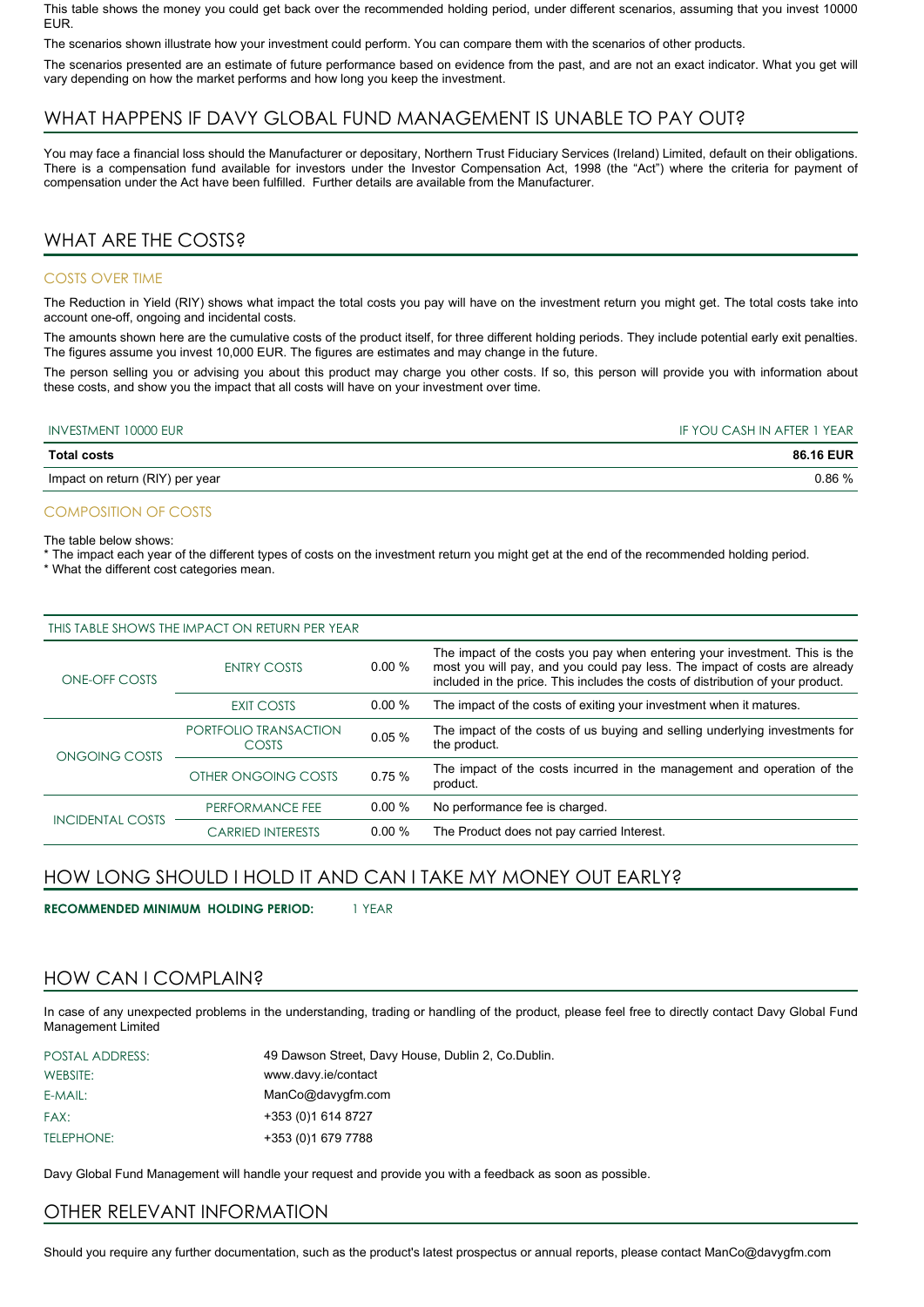This table shows the money you could get back over the recommended holding period, under different scenarios, assuming that you invest 10000 EUR.

The scenarios shown illustrate how your investment could perform. You can compare them with the scenarios of other products.

The scenarios presented are an estimate of future performance based on evidence from the past, and are not an exact indicator. What you get will vary depending on how the market performs and how long you keep the investment.

## WHAT HAPPENS IF DAVY GLOBAL FUND MANAGEMENT IS UNABLE TO PAY OUT?

You may face a financial loss should the Manufacturer or depositary, Northern Trust Fiduciary Services (Ireland) Limited, default on their obligations. There is a compensation fund available for investors under the Investor Compensation Act, 1998 (the "Act") where the criteria for payment of compensation under the Act have been fulfilled. Further details are available from the Manufacturer.

## WHAT ARE THE COSTS?

### COSTS OVER TIME

The Reduction in Yield (RIY) shows what impact the total costs you pay will have on the investment return you might get. The total costs take into account one-off, ongoing and incidental costs.

The amounts shown here are the cumulative costs of the product itself, for three different holding periods. They include potential early exit penalties. The figures assume you invest 10,000 EUR. The figures are estimates and may change in the future.

The person selling you or advising you about this product may charge you other costs. If so, this person will provide you with information about these costs, and show you the impact that all costs will have on your investment over time.

| INVESTMENT 10000 EUR | IF YOU CASH IN AFTER 1 YEAR |
|---|---|
| **Total costs** | **86.16 EUR** |
| Impact on return (RIY) per year | 0.86 % |

### COMPOSITION OF COSTS

The table below shows:
* The impact each year of the different types of costs on the investment return you might get at the end of the recommended holding period.
* What the different cost categories mean.

| THIS TABLE SHOWS THE IMPACT ON RETURN PER YEAR | | | |
|---|---|---|---|
| ONE-OFF COSTS | ENTRY COSTS | 0.00 % | The impact of the costs you pay when entering your investment. This is the most you will pay, and you could pay less. The impact of costs are already included in the price. This includes the costs of distribution of your product. |
| | EXIT COSTS | 0.00 % | The impact of the costs of exiting your investment when it matures. |
| ONGOING COSTS | PORTFOLIO TRANSACTION COSTS | 0.05 % | The impact of the costs of us buying and selling underlying investments for the product. |
| | OTHER ONGOING COSTS | 0.75 % | The impact of the costs incurred in the management and operation of the product. |
| INCIDENTAL COSTS | PERFORMANCE FEE | 0.00 % | No performance fee is charged. |
| | CARRIED INTERESTS | 0.00 % | The Product does not pay carried Interest. |

## HOW LONG SHOULD I HOLD IT AND CAN I TAKE MY MONEY OUT EARLY?

**RECOMMENDED MINIMUM HOLDING PERIOD:** 1 YEAR

## HOW CAN I COMPLAIN?

In case of any unexpected problems in the understanding, trading or handling of the product, please feel free to directly contact Davy Global Fund Management Limited

| | |
|---|---|
| POSTAL ADDRESS: | 49 Dawson Street, Davy House, Dublin 2, Co.Dublin. |
| WEBSITE: | www.davy.ie/contact |
| E-MAIL: | ManCo@davygfm.com |
| FAX: | +353 (0)1 614 8727 |
| TELEPHONE: | +353 (0)1 679 7788 |

Davy Global Fund Management will handle your request and provide you with a feedback as soon as possible.

## OTHER RELEVANT INFORMATION

Should you require any further documentation, such as the product's latest prospectus or annual reports, please contact ManCo@davygfm.com